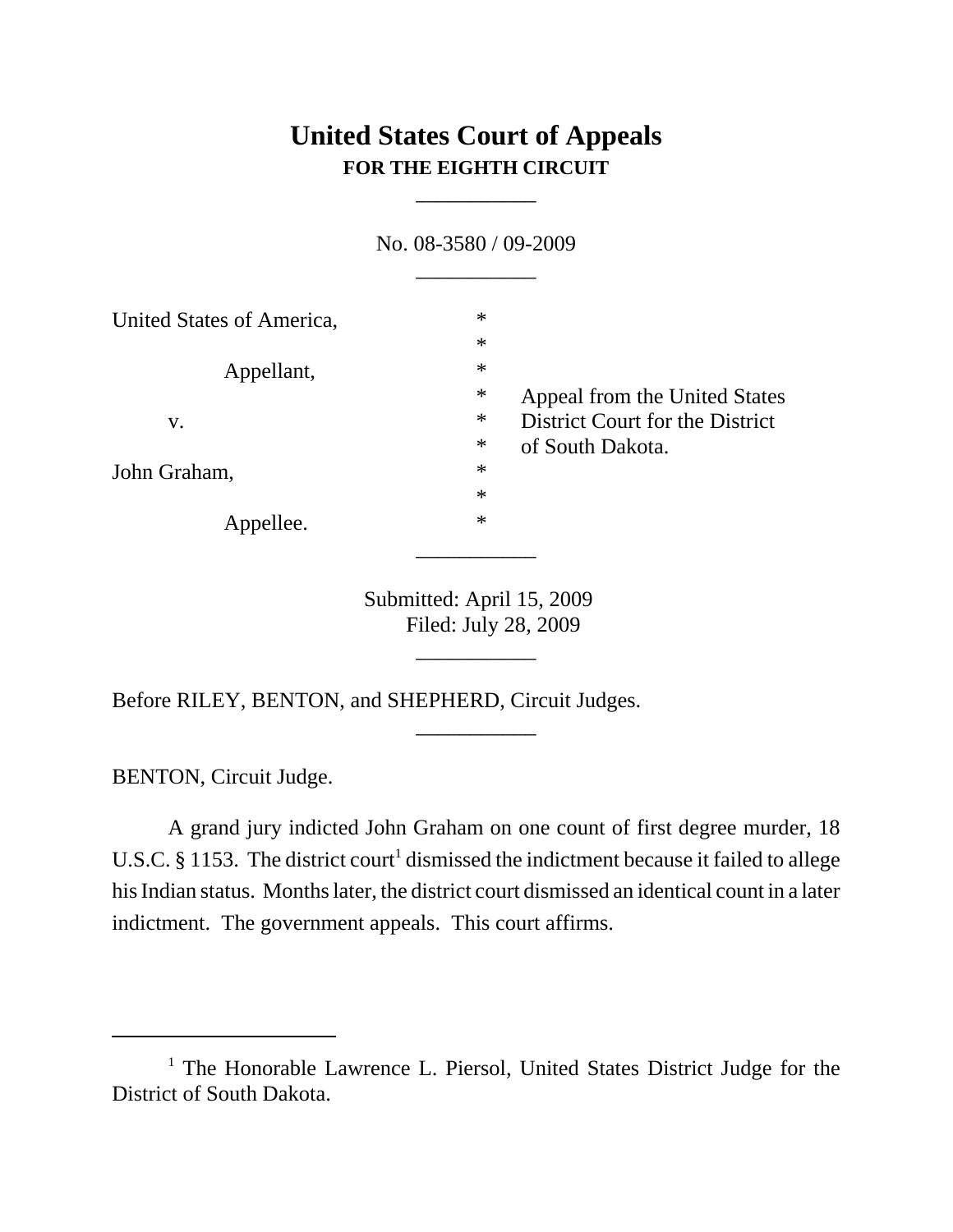# United States Court of Appeals
**FOR THE EIGHTH CIRCUIT**

___________

No. 08-3580 / 09-2009

___________

| | | |
|---|---|---|
| United States of America, | * | |
| | * | |
| Appellant, | * | |
| | * | Appeal from the United States |
| v. | * | District Court for the District |
| | * | of South Dakota. |
| John Graham, | * | |
| | * | |
| Appellee. | * | |

___________

Submitted: April 15, 2009
Filed: July 28, 2009

___________

Before RILEY, BENTON, and SHEPHERD, Circuit Judges.

___________

BENTON, Circuit Judge.

A grand jury indicted John Graham on one count of first degree murder, 18 U.S.C. § 1153. The district court[1] dismissed the indictment because it failed to allege his Indian status. Months later, the district court dismissed an identical count in a later indictment. The government appeals. This court affirms.

---

[1] The Honorable Lawrence L. Piersol, United States District Judge for the District of South Dakota.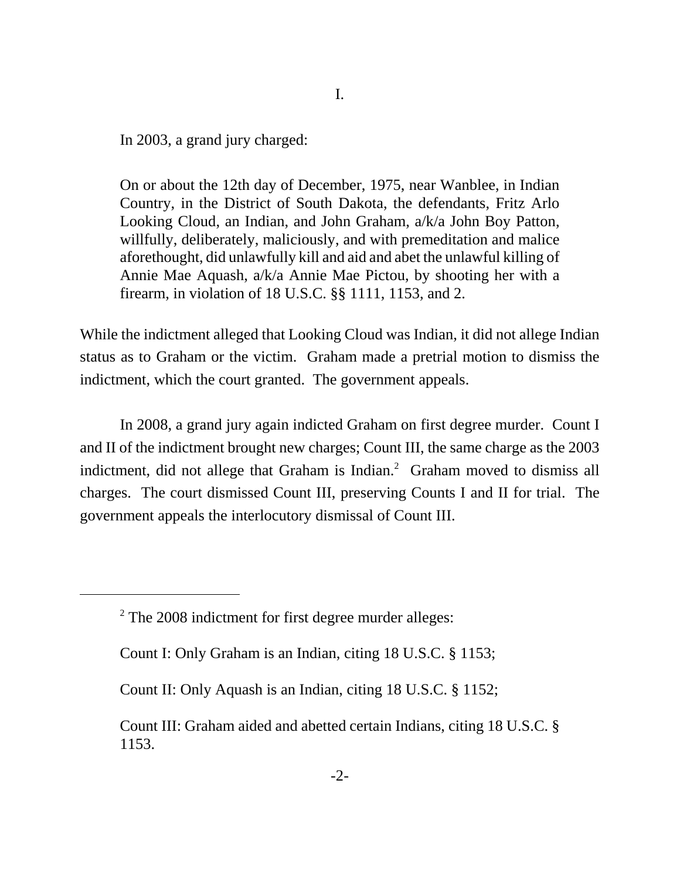I.

In 2003, a grand jury charged:

> On or about the 12th day of December, 1975, near Wanblee, in Indian Country, in the District of South Dakota, the defendants, Fritz Arlo Looking Cloud, an Indian, and John Graham, a/k/a John Boy Patton, willfully, deliberately, maliciously, and with premeditation and malice aforethought, did unlawfully kill and aid and abet the unlawful killing of Annie Mae Aquash, a/k/a Annie Mae Pictou, by shooting her with a firearm, in violation of 18 U.S.C. §§ 1111, 1153, and 2.

While the indictment alleged that Looking Cloud was Indian, it did not allege Indian status as to Graham or the victim. Graham made a pretrial motion to dismiss the indictment, which the court granted. The government appeals.

In 2008, a grand jury again indicted Graham on first degree murder. Count I and II of the indictment brought new charges; Count III, the same charge as the 2003 indictment, did not allege that Graham is Indian.[2] Graham moved to dismiss all charges. The court dismissed Count III, preserving Counts I and II for trial. The government appeals the interlocutory dismissal of Count III.

---

[2] The 2008 indictment for first degree murder alleges:

Count I: Only Graham is an Indian, citing 18 U.S.C. § 1153;

Count II: Only Aquash is an Indian, citing 18 U.S.C. § 1152;

Count III: Graham aided and abetted certain Indians, citing 18 U.S.C. § 1153.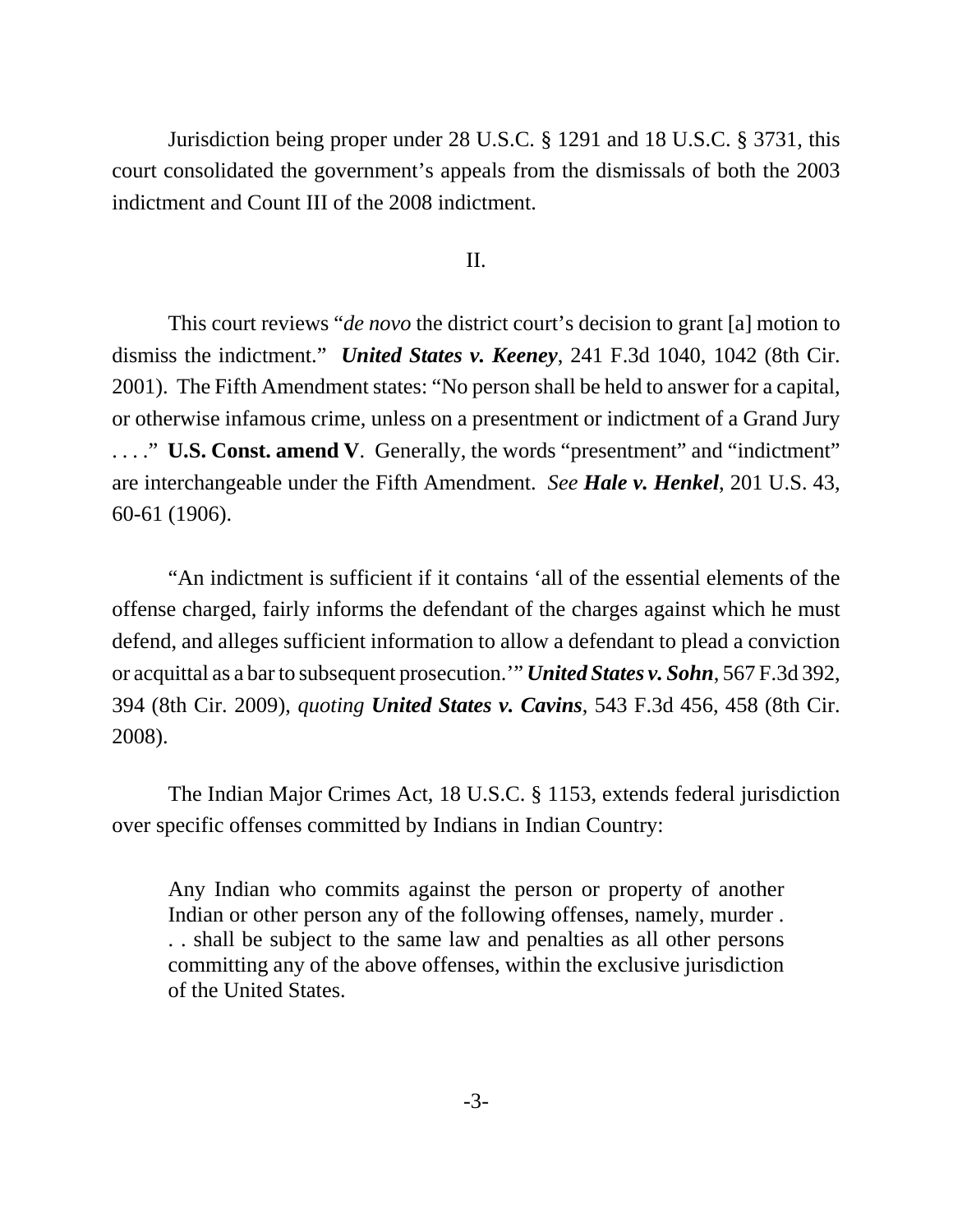Jurisdiction being proper under 28 U.S.C. § 1291 and 18 U.S.C. § 3731, this court consolidated the government's appeals from the dismissals of both the 2003 indictment and Count III of the 2008 indictment.

## II.

This court reviews "*de novo* the district court's decision to grant [a] motion to dismiss the indictment." ***United States v. Keeney***, 241 F.3d 1040, 1042 (8th Cir. 2001). The Fifth Amendment states: "No person shall be held to answer for a capital, or otherwise infamous crime, unless on a presentment or indictment of a Grand Jury . . . ." **U.S. Const. amend V**. Generally, the words "presentment" and "indictment" are interchangeable under the Fifth Amendment. *See* ***Hale v. Henkel***, 201 U.S. 43, 60-61 (1906).

"An indictment is sufficient if it contains 'all of the essential elements of the offense charged, fairly informs the defendant of the charges against which he must defend, and alleges sufficient information to allow a defendant to plead a conviction or acquittal as a bar to subsequent prosecution.'" ***United States v. Sohn***, 567 F.3d 392, 394 (8th Cir. 2009), *quoting* ***United States v. Cavins***, 543 F.3d 456, 458 (8th Cir. 2008).

The Indian Major Crimes Act, 18 U.S.C. § 1153, extends federal jurisdiction over specific offenses committed by Indians in Indian Country:

> Any Indian who commits against the person or property of another Indian or other person any of the following offenses, namely, murder . . . shall be subject to the same law and penalties as all other persons committing any of the above offenses, within the exclusive jurisdiction of the United States.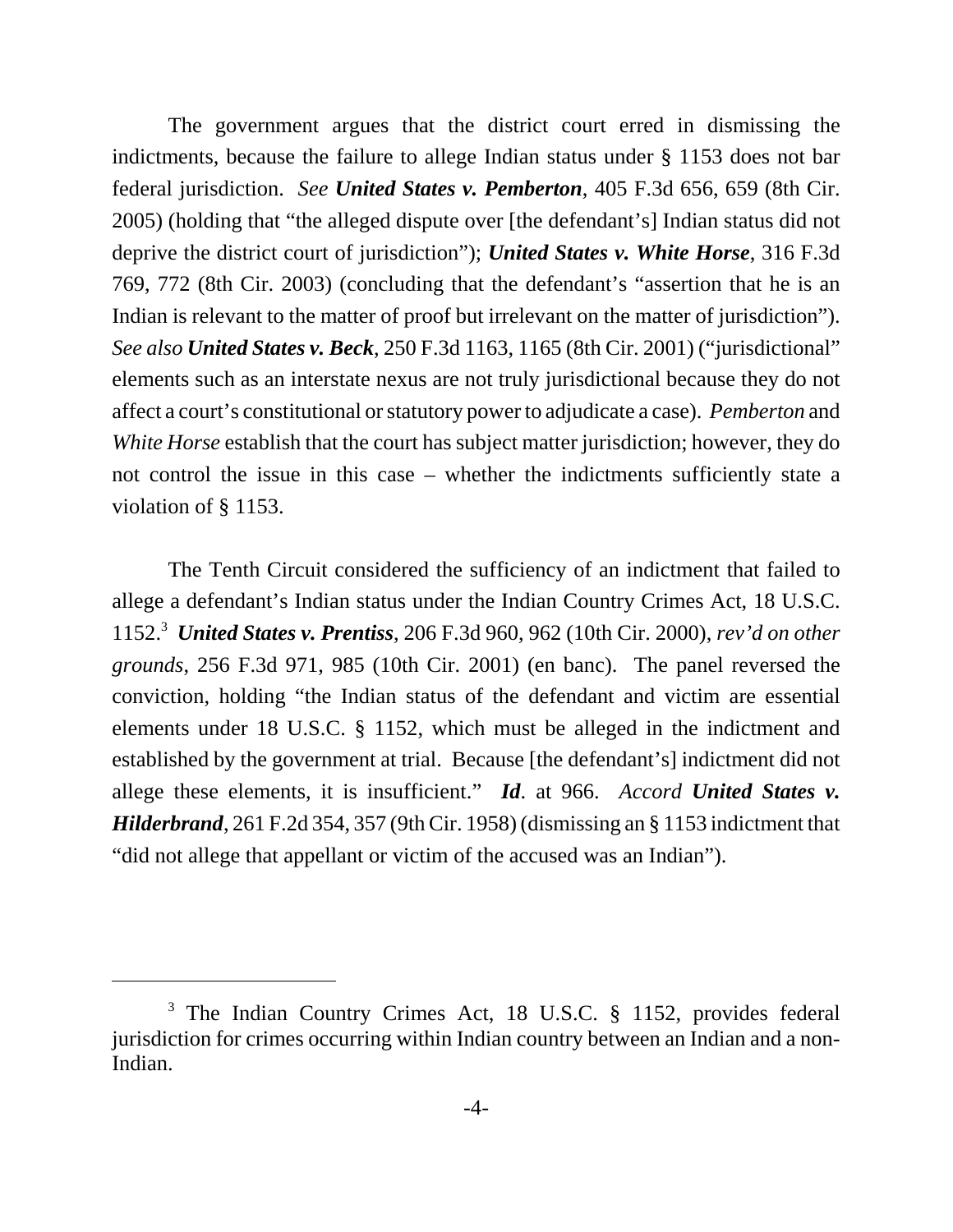The government argues that the district court erred in dismissing the indictments, because the failure to allege Indian status under § 1153 does not bar federal jurisdiction. *See* ***United States v. Pemberton***, 405 F.3d 656, 659 (8th Cir. 2005) (holding that "the alleged dispute over [the defendant's] Indian status did not deprive the district court of jurisdiction"); ***United States v. White Horse***, 316 F.3d 769, 772 (8th Cir. 2003) (concluding that the defendant's "assertion that he is an Indian is relevant to the matter of proof but irrelevant on the matter of jurisdiction"). *See also* ***United States v. Beck***, 250 F.3d 1163, 1165 (8th Cir. 2001) ("jurisdictional" elements such as an interstate nexus are not truly jurisdictional because they do not affect a court's constitutional or statutory power to adjudicate a case). *Pemberton* and *White Horse* establish that the court has subject matter jurisdiction; however, they do not control the issue in this case – whether the indictments sufficiently state a violation of § 1153.

The Tenth Circuit considered the sufficiency of an indictment that failed to allege a defendant's Indian status under the Indian Country Crimes Act, 18 U.S.C. 1152.[3] ***United States v. Prentiss***, 206 F.3d 960, 962 (10th Cir. 2000), *rev'd on other grounds*, 256 F.3d 971, 985 (10th Cir. 2001) (en banc). The panel reversed the conviction, holding "the Indian status of the defendant and victim are essential elements under 18 U.S.C. § 1152, which must be alleged in the indictment and established by the government at trial. Because [the defendant's] indictment did not allege these elements, it is insufficient." ***Id***. at 966. *Accord* ***United States v. Hilderbrand***, 261 F.2d 354, 357 (9th Cir. 1958) (dismissing an § 1153 indictment that "did not allege that appellant or victim of the accused was an Indian").

[3] The Indian Country Crimes Act, 18 U.S.C. § 1152, provides federal jurisdiction for crimes occurring within Indian country between an Indian and a non-Indian.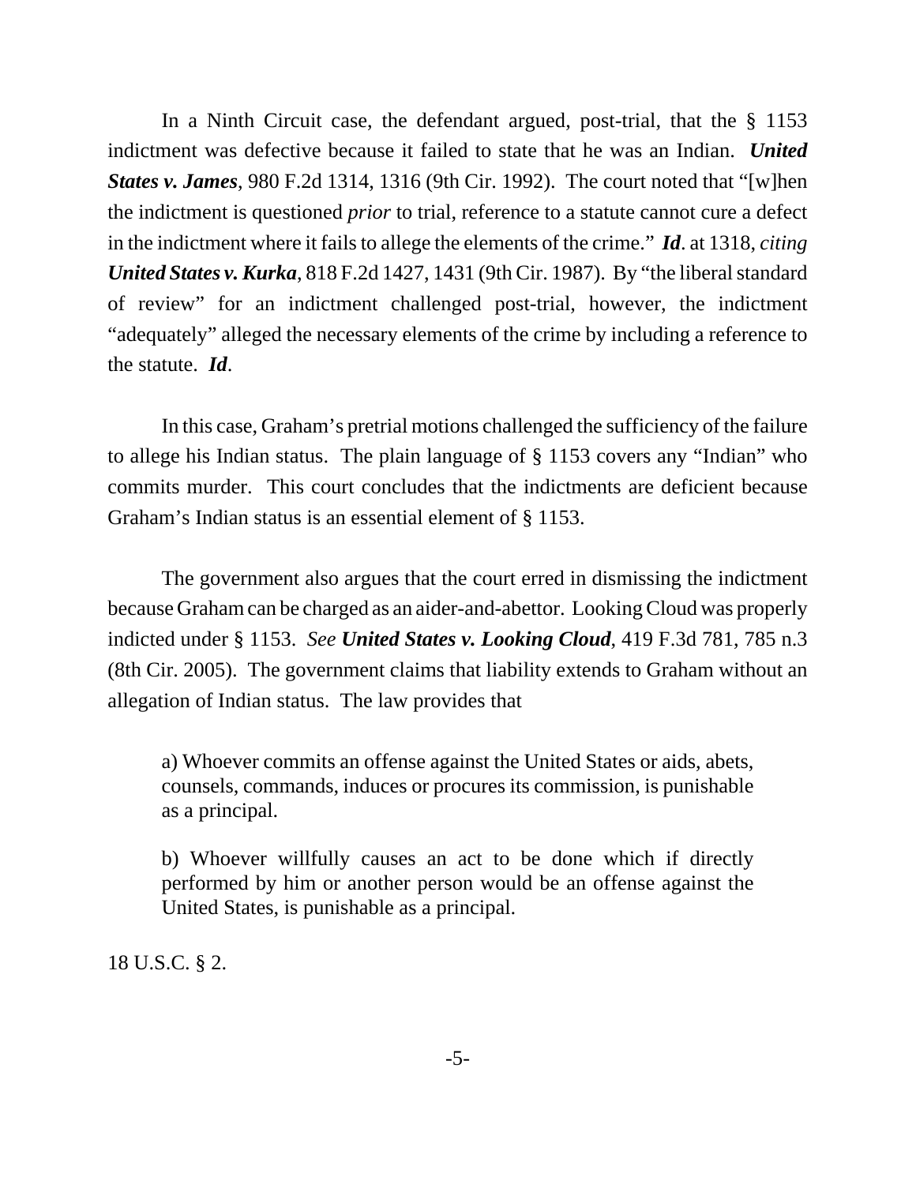In a Ninth Circuit case, the defendant argued, post-trial, that the § 1153 indictment was defective because it failed to state that he was an Indian. ***United States v. James***, 980 F.2d 1314, 1316 (9th Cir. 1992). The court noted that "[w]hen the indictment is questioned *prior* to trial, reference to a statute cannot cure a defect in the indictment where it fails to allege the elements of the crime." ***Id***. at 1318, *citing* ***United States v. Kurka***, 818 F.2d 1427, 1431 (9th Cir. 1987). By "the liberal standard of review" for an indictment challenged post-trial, however, the indictment "adequately" alleged the necessary elements of the crime by including a reference to the statute. ***Id***.

In this case, Graham's pretrial motions challenged the sufficiency of the failure to allege his Indian status. The plain language of § 1153 covers any "Indian" who commits murder. This court concludes that the indictments are deficient because Graham's Indian status is an essential element of § 1153.

The government also argues that the court erred in dismissing the indictment because Graham can be charged as an aider-and-abettor. Looking Cloud was properly indicted under § 1153. *See* ***United States v. Looking Cloud***, 419 F.3d 781, 785 n.3 (8th Cir. 2005). The government claims that liability extends to Graham without an allegation of Indian status. The law provides that

> a) Whoever commits an offense against the United States or aids, abets, counsels, commands, induces or procures its commission, is punishable as a principal.
>
> b) Whoever willfully causes an act to be done which if directly performed by him or another person would be an offense against the United States, is punishable as a principal.

18 U.S.C. § 2.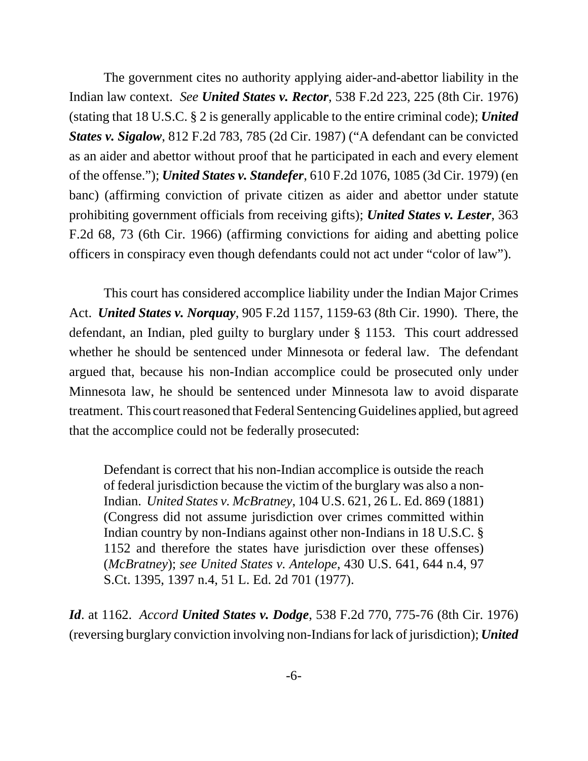The government cites no authority applying aider-and-abettor liability in the Indian law context. *See* ***United States v. Rector***, 538 F.2d 223, 225 (8th Cir. 1976) (stating that 18 U.S.C. § 2 is generally applicable to the entire criminal code); ***United States v. Sigalow***, 812 F.2d 783, 785 (2d Cir. 1987) ("A defendant can be convicted as an aider and abettor without proof that he participated in each and every element of the offense."); ***United States v. Standefer***, 610 F.2d 1076, 1085 (3d Cir. 1979) (en banc) (affirming conviction of private citizen as aider and abettor under statute prohibiting government officials from receiving gifts); ***United States v. Lester***, 363 F.2d 68, 73 (6th Cir. 1966) (affirming convictions for aiding and abetting police officers in conspiracy even though defendants could not act under "color of law").

This court has considered accomplice liability under the Indian Major Crimes Act. ***United States v. Norquay***, 905 F.2d 1157, 1159-63 (8th Cir. 1990). There, the defendant, an Indian, pled guilty to burglary under § 1153. This court addressed whether he should be sentenced under Minnesota or federal law. The defendant argued that, because his non-Indian accomplice could be prosecuted only under Minnesota law, he should be sentenced under Minnesota law to avoid disparate treatment. This court reasoned that Federal Sentencing Guidelines applied, but agreed that the accomplice could not be federally prosecuted:

> Defendant is correct that his non-Indian accomplice is outside the reach of federal jurisdiction because the victim of the burglary was also a non-Indian. *United States v. McBratney*, 104 U.S. 621, 26 L. Ed. 869 (1881) (Congress did not assume jurisdiction over crimes committed within Indian country by non-Indians against other non-Indians in 18 U.S.C. § 1152 and therefore the states have jurisdiction over these offenses) (*McBratney*); *see United States v. Antelope*, 430 U.S. 641, 644 n.4, 97 S.Ct. 1395, 1397 n.4, 51 L. Ed. 2d 701 (1977).

***Id***. at 1162. *Accord* ***United States v. Dodge***, 538 F.2d 770, 775-76 (8th Cir. 1976) (reversing burglary conviction involving non-Indians for lack of jurisdiction); ***United***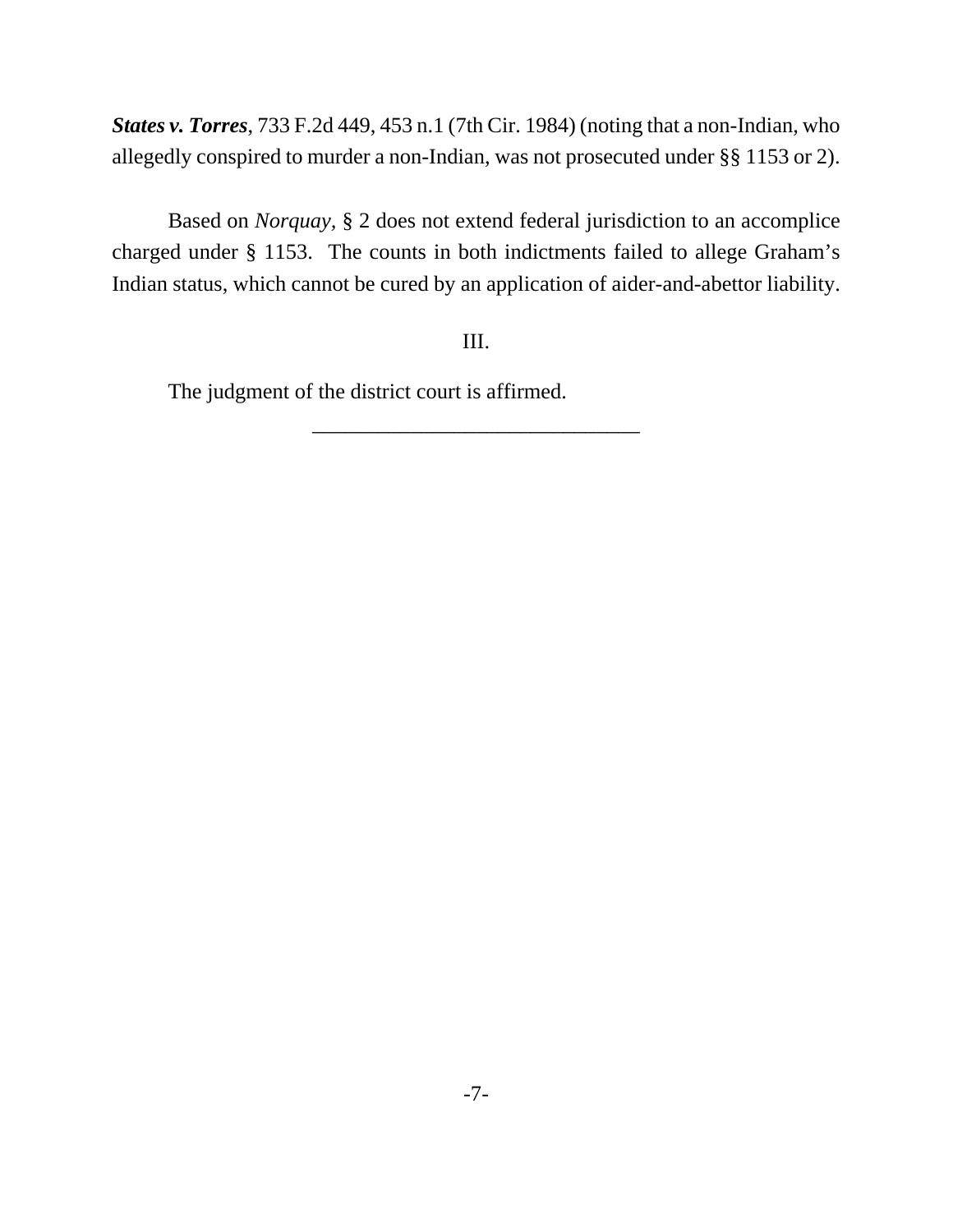***States v. Torres***, 733 F.2d 449, 453 n.1 (7th Cir. 1984) (noting that a non-Indian, who allegedly conspired to murder a non-Indian, was not prosecuted under §§ 1153 or 2).

Based on *Norquay*, § 2 does not extend federal jurisdiction to an accomplice charged under § 1153. The counts in both indictments failed to allege Graham's Indian status, which cannot be cured by an application of aider-and-abettor liability.

III.

The judgment of the district court is affirmed.

______________________________